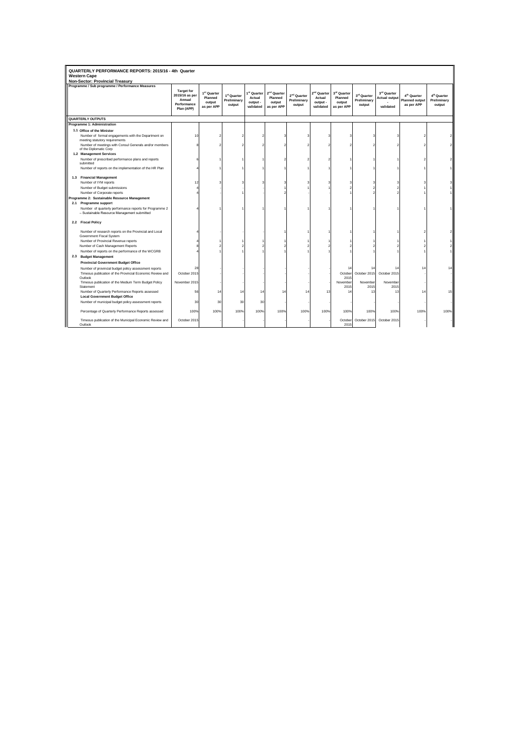**QUARTERLY PERFORMANCE REPORTS: 2015/16 - 4th Quarter**
**Western Cape**
**Non-Sector: Provincial Treasury**

| Programme / Sub programme / Performance Measures | Target for 2015/16 as per Annual Performance Plan (APP) | 1st Quarter Planned output as per APP | 1st Quarter Preliminary output | 1st Quarter Actual output - validated | 2nd Quarter Planned output as per APP | 2nd Quarter Preliminary output | 2nd Quarter Actual output - validated | 3rd Quarter Planned output as per APP | 3rd Quarter Preliminary output | 3rd Quarter Actual output - validated | 4th Quarter Planned output as per APP | 4th Quarter Preliminary output |
|---|---|---|---|---|---|---|---|---|---|---|---|---|
| **QUARTERLY OUTPUTS** | | | | | | | | | | | | |
| **Programme 1: Administration** | | | | | | | | | | | | |
| **1.1 Office of the Minister** | | | | | | | | | | | | |
| Number of formal engagements with the Department on meeting statutory requirements | 10 | 2 | 2 | 2 | 3 | 3 | 3 | 3 | 3 | 3 | 2 | 2 |
| Number of meetings with Consul Generals and/or members of the Diplomatic Corp | 8 | 2 | 2 | 2 | 2 | 2 | 2 | 2 | 2 | 2 | 2 | 2 |
| **1.2 Management Services** | | | | | | | | | | | | |
| Number of prescribed performance plans and reports submitted | 6 | 1 | 1 | 1 | 2 | 2 | 2 | 1 | 1 | 1 | 2 | 2 |
| Number of reports on the implementation of the HR Plan | 4 | 1 | 1 | 1 | 1 | 1 | 1 | 1 | 1 | 1 | 1 | 1 |
| **1.3 Financial Management** | | | | | | | | | | | | |
| Number of IYM reports | 12 | 3 | 3 | 3 | 3 | 3 | 3 | 3 | 3 | 3 | 3 | 3 |
| Number of Budget submissions | 4 | - | - | - | 1 | 1 | 1 | 2 | 2 | 2 | 1 | 1 |
| Number of Corporate reports | 4 | - | 1 | - | 2 | - | - | 1 | 2 | 2 | 1 | 1 |
| **Programme 2: Sustainable Resource Management** | | | | | | | | | | | | |
| **2.1 Programme support** | | | | | | | | | | | | |
| Number of quarterly performance reports for Programme 2 – Sustainable Resource Management submitted | 4 | 1 | 1 | 1 | 1 | 1 | 1 | 1 | 1 | 1 | 1 | 1 |
| **2.2 Fiscal Policy** | | | | | | | | | | | | |
| Number of research reports on the Provincial and Local Government Fiscal System | 4 | - | - | - | 1 | 1 | 1 | 1 | 1 | 1 | 2 | 2 |
| Number of Provincial Revenue reports | 4 | 1 | 1 | 1 | 1 | 1 | 1 | 1 | 1 | 1 | 1 | 1 |
| Number of Cash Management Reports | 8 | 2 | 2 | 2 | 2 | 2 | 2 | 2 | 2 | 2 | 2 | 2 |
| Number of reports on the performance of the WCGRB | 4 | 1 | 1 | 1 | 1 | 1 | 1 | 1 | 1 | 1 | 1 | 1 |
| **2.3 Budget Management** | | | | | | | | | | | | |
| **Provincial Government Budget Office** | | | | | | | | | | | | |
| Number of provincial budget policy assessment reports | 28 | - | - | - | - | - | - | 14 | 14 | 14 | 14 | 14 |
| Timeous publication of the Provincial Economic Review and Outlook | October 2015 | - | - | - | - | - | - | October 2015 | October 2015 | October 2015 | - | - |
| Timeous publication of the Medium Term Budget Policy Statement | November 2015 | - | - | - | - | - | - | November 2015 | November 2015 | November 2015 | - | - |
| Number of Quarterly Performance Reports assessed | 56 | 14 | 14 | 14 | 14 | 14 | 13 | 14 | 13 | 13 | 14 | 15 |
| **Local Government Budget Office** | | | | | | | | | | | | |
| Number of municipal budget policy assessment reports | 30 | 30 | 30 | 30 | - | - | - | - | - | - | - | - |
| Percentage of Quarterly Performance Reports assessed | 100% | 100% | 100% | 100% | 100% | 100% | 100% | 100% | 100% | 100% | 100% | 100% |
| Timeous publication of the Municipal Economic Review and Outlook | October 2015 | - | - | - | - | - | - | October 2015 | October 2015 | October 2015 | - | - |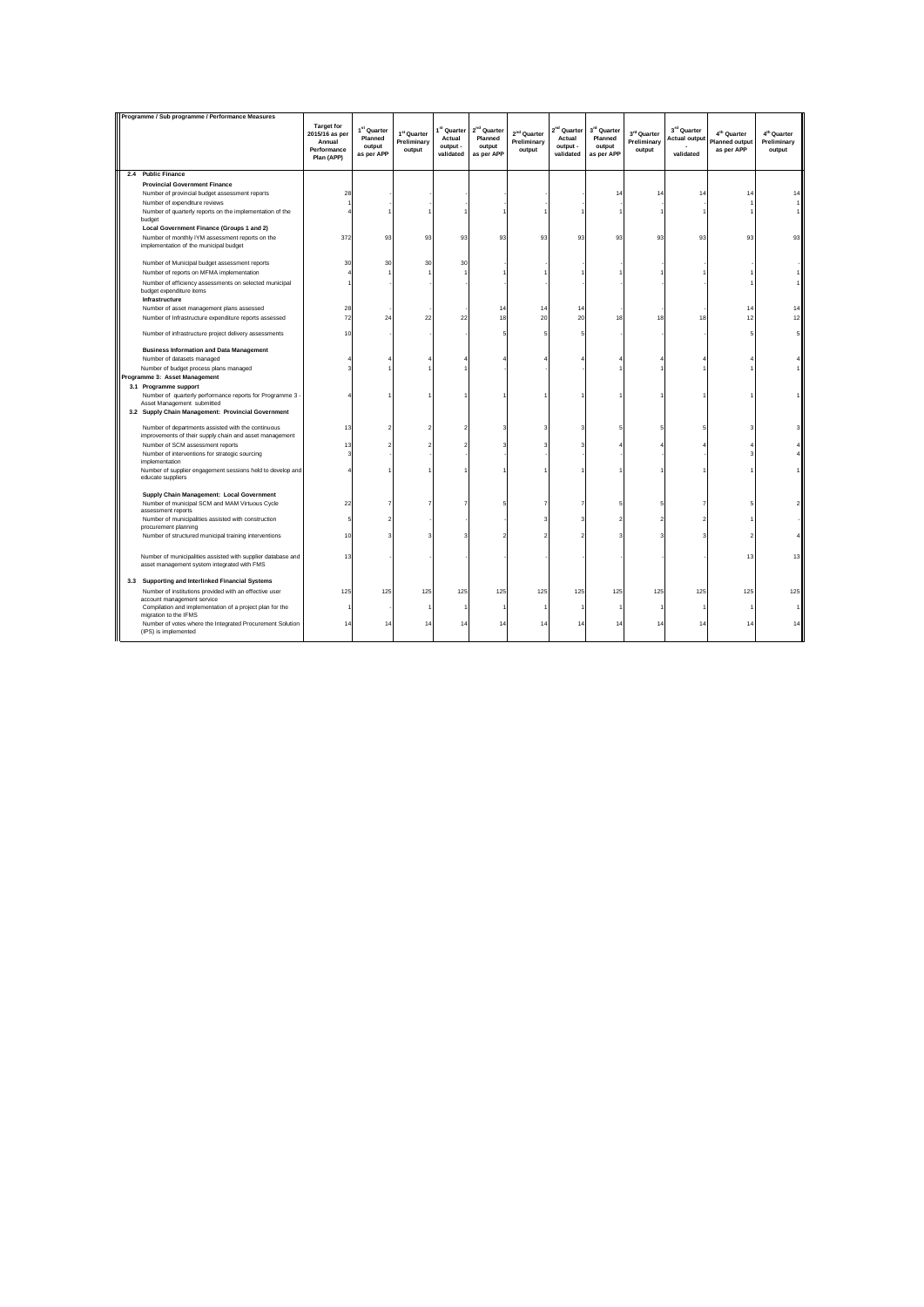| Programme / Sub programme / Performance Measures | Target for 2015/16 as per Annual Performance Plan (APP) | 1st Quarter Planned output as per APP | 1st Quarter Preliminary output | 1st Quarter Actual output - validated | 2nd Quarter Planned output as per APP | 2nd Quarter Preliminary output | 2nd Quarter Actual output - validated | 3rd Quarter Planned output as per APP | 3rd Quarter Preliminary output | 3rd Quarter Actual output - validated | 4th Quarter Planned output as per APP | 4th Quarter Preliminary output |
|---|---|---|---|---|---|---|---|---|---|---|---|---|
| **2.4 Public Finance** | | | | | | | | | | | | |
| **Provincial Government Finance** | | | | | | | | | | | | |
| Number of provincial budget assessment reports | 28 | - | - | - | - | - | - | 14 | 14 | 14 | 14 | 14 |
| Number of expenditure reviews | 1 | - | - | - | - | - | - | - | - | - | 1 | 1 |
| Number of quarterly reports on the implementation of the budget | 4 | 1 | 1 | 1 | 1 | 1 | 1 | 1 | 1 | 1 | 1 | 1 |
| **Local Government Finance (Groups 1 and 2)** | | | | | | | | | | | | |
| Number of monthly IYM assessment reports on the implementation of the municipal budget | 372 | 93 | 93 | 93 | 93 | 93 | 93 | 93 | 93 | 93 | 93 | 93 |
| Number of Municipal budget assessment reports | 30 | 30 | 30 | 30 | - | - | - | - | - | - | - | - |
| Number of reports on MFMA implementation | 4 | 1 | 1 | 1 | 1 | 1 | 1 | 1 | 1 | 1 | 1 | 1 |
| Number of efficiency assessments on selected municipal budget expenditure items | 1 | - | - | - | - | - | - | - | - | - | 1 | 1 |
| **Infrastructure** | | | | | | | | | | | | |
| Number of asset management plans assessed | 28 | - | - | - | 14 | 14 | 14 | - | - | - | 14 | 14 |
| Number of Infrastructure expenditure reports assessed | 72 | 24 | 22 | 22 | 18 | 20 | 20 | 18 | 18 | 18 | 12 | 12 |
| Number of infrastructure project delivery assessments | 10 | - | - | - | 5 | 5 | 5 | - | - | - | 5 | 5 |
| **Business Information and Data Management** | | | | | | | | | | | | |
| Number of datasets managed | 4 | 4 | 4 | 4 | 4 | 4 | 4 | 4 | 4 | 4 | 4 | 4 |
| Number of budget process plans managed | 3 | 1 | 1 | 1 | - | - | - | 1 | 1 | 1 | 1 | 1 |
| **Programme 3: Asset Management** | | | | | | | | | | | | |
| **3.1 Programme support** | | | | | | | | | | | | |
| Number of quarterly performance reports for Programme 3 - Asset Management submitted | 4 | 1 | 1 | 1 | 1 | 1 | 1 | 1 | 1 | 1 | 1 | 1 |
| **3.2 Supply Chain Management: Provincial Government** | | | | | | | | | | | | |
| Number of departments assisted with the continuous improvements of their supply chain and asset management | 13 | 2 | 2 | 2 | 3 | 3 | 3 | 5 | 5 | 5 | 3 | 3 |
| Number of SCM assessment reports | 13 | 2 | 2 | 2 | 3 | 3 | 3 | 4 | 4 | 4 | 4 | 4 |
| Number of interventions for strategic sourcing implementation | 3 | - | - | - | - | - | - | - | - | - | 3 | 4 |
| Number of supplier engagement sessions held to develop and educate suppliers | 4 | 1 | 1 | 1 | 1 | 1 | 1 | 1 | 1 | 1 | 1 | 1 |
| **Supply Chain Management: Local Government** | | | | | | | | | | | | |
| Number of municipal SCM and MAM Virtuous Cycle assessment reports | 22 | 7 | 7 | 7 | 5 | 7 | 7 | 5 | 5 | 7 | 5 | 2 |
| Number of municipalities assisted with construction procurement planning | 5 | 2 | - | - | - | 3 | 3 | 2 | 2 | 2 | 1 | - |
| Number of structured municipal training interventions | 10 | 3 | 3 | 3 | 2 | 2 | 2 | 3 | 3 | 3 | 2 | 4 |
| Number of municipalities assisted with supplier database and asset management system integrated with FMS | 13 | - | - | - | - | - | - | - | - | - | 13 | 13 |
| **3.3 Supporting and Interlinked Financial Systems** | | | | | | | | | | | | |
| Number of institutions provided with an effective user account management service | 125 | 125 | 125 | 125 | 125 | 125 | 125 | 125 | 125 | 125 | 125 | 125 |
| Compilation and implementation of a project plan for the migration to the IFMS | 1 | - | 1 | 1 | 1 | 1 | 1 | 1 | 1 | 1 | 1 | 1 |
| Number of votes where the Integrated Procurement Solution (IPS) is implemented | 14 | 14 | 14 | 14 | 14 | 14 | 14 | 14 | 14 | 14 | 14 | 14 |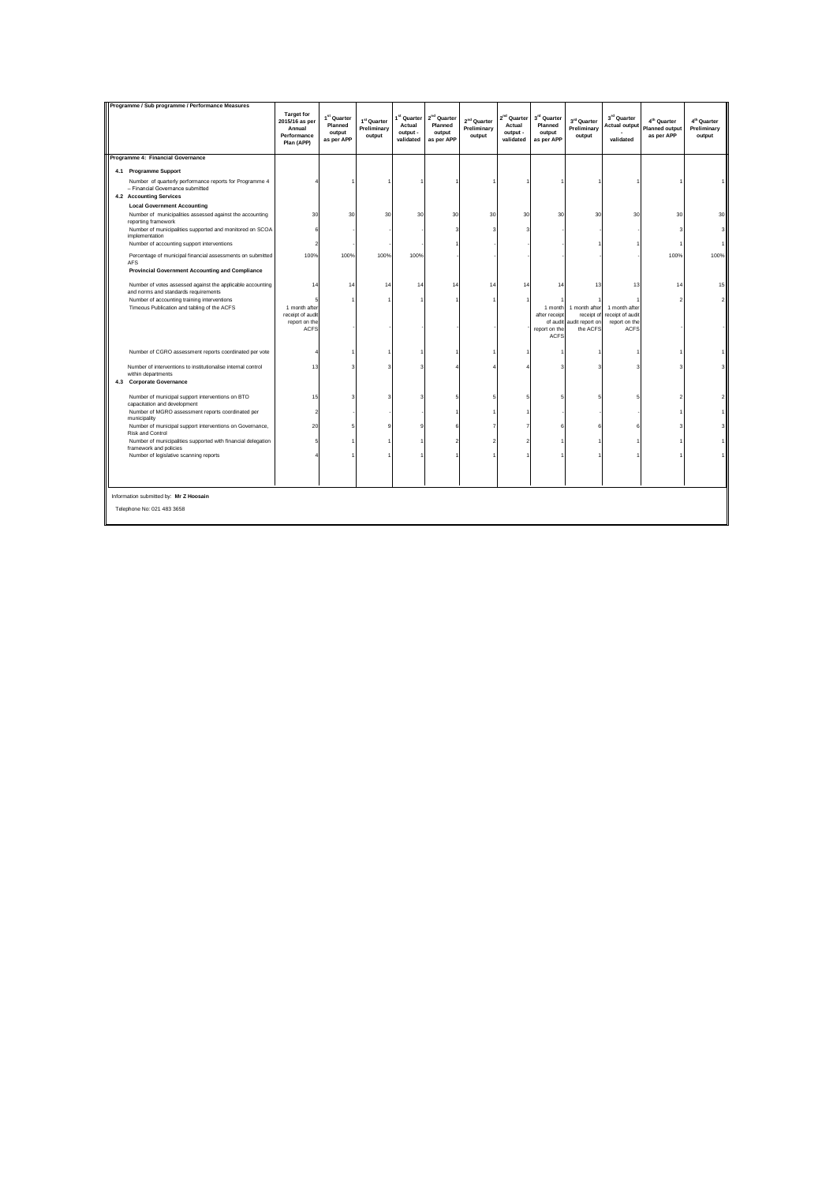| Programme / Sub programme / Performance Measures | Target for 2015/16 as per Annual Performance Plan (APP) | 1st Quarter Planned output as per APP | 1st Quarter Preliminary output | 1st Quarter Actual output - validated | 2nd Quarter Planned output as per APP | 2nd Quarter Preliminary output | 2nd Quarter Actual output - validated | 3rd Quarter Planned output as per APP | 3rd Quarter Preliminary output | 3rd Quarter Actual output - validated | 4th Quarter Planned output as per APP | 4th Quarter Preliminary output |
|---|---|---|---|---|---|---|---|---|---|---|---|---|
| **Programme 4: Financial Governance** | | | | | | | | | | | | |
| **4.1 Programme Support** | | | | | | | | | | | | |
| Number of quarterly performance reports for Programme 4 – Financial Governance submitted | 4 | 1 | 1 | 1 | 1 | 1 | 1 | 1 | 1 | 1 | 1 | 1 |
| **4.2 Accounting Services** | | | | | | | | | | | | |
| **Local Government Accounting** | | | | | | | | | | | | |
| Number of municipalities assessed against the accounting reporting framework | 30 | 30 | 30 | 30 | 30 | 30 | 30 | 30 | 30 | 30 | 30 | 30 |
| Number of municipalities supported and monitored on SCOA implementation | 6 | - | - | - | 3 | 3 | 3 | - | - | - | 3 | 3 |
| Number of accounting support interventions | 2 | - | - | - | 1 | - | - | - | 1 | 1 | 1 | 1 |
| Percentage of municipal financial assessments on submitted AFS | 100% | 100% | 100% | 100% | - | - | - | - | - | - | 100% | 100% |
| **Provincial Government Accounting and Compliance** | | | | | | | | | | | | |
| Number of votes assessed against the applicable accounting and norms and standards requirements | 14 | 14 | 14 | 14 | 14 | 14 | 14 | 14 | 13 | 13 | 14 | 15 |
| Number of accounting training interventions | 5 | 1 | 1 | 1 | 1 | 1 | 1 | 1 | 1 | 1 | 2 | 2 |
| Timeous Publication and tabling of the ACFS | 1 month after receipt of audit report on the ACFS | - | - | - | - | - | - | 1 month after receipt of audit report on the ACFS | 1 month after receipt of audit report on the ACFS | 1 month after receipt of audit report on the ACFS | - | - |
| Number of CGRO assessment reports coordinated per vote | 4 | 1 | 1 | 1 | 1 | 1 | 1 | 1 | 1 | 1 | 1 | 1 |
| Number of interventions to institutionalise internal control within departments | 13 | 3 | 3 | 3 | 4 | 4 | 4 | 3 | 3 | 3 | 3 | 3 |
| **4.3 Corporate Governance** | | | | | | | | | | | | |
| Number of municipal support interventions on BTO capacitation and development | 15 | 3 | 3 | 3 | 5 | 5 | 5 | 5 | 5 | 5 | 2 | 2 |
| Number of MGRO assessment reports coordinated per municipality | 2 | - | - | - | 1 | 1 | 1 | - | - | - | 1 | 1 |
| Number of municipal support interventions on Governance, Risk and Control | 20 | 5 | 9 | 9 | 6 | 7 | 7 | 6 | 6 | 6 | 3 | 3 |
| Number of municipalities supported with financial delegation framework and policies | 5 | 1 | 1 | 1 | 2 | 2 | 2 | 1 | 1 | 1 | 1 | 1 |
| Number of legislative scanning reports | 4 | 1 | 1 | 1 | 1 | 1 | 1 | 1 | 1 | 1 | 1 | 1 |

Information submitted by: **Mr Z Hoosain**

Telephone No: 021 483 3658